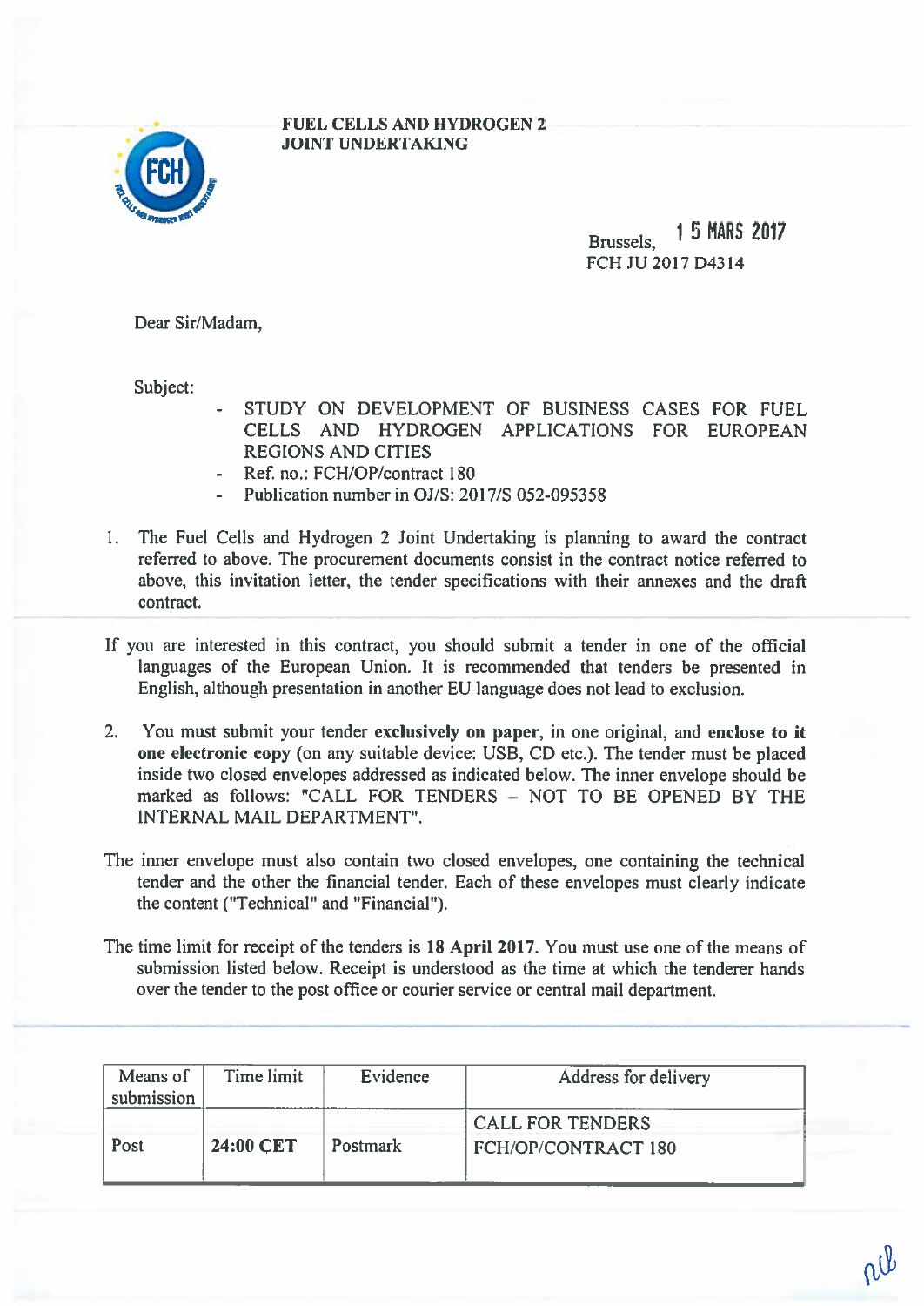**FUEL CELLS AND HYDROGEN 2**
**JOINT UNDERTAKING**

Brussels, 15 MARS 2017
FCH JU 2017 D4314

Dear Sir/Madam,

Subject:

- STUDY ON DEVELOPMENT OF BUSINESS CASES FOR FUEL CELLS AND HYDROGEN APPLICATIONS FOR EUROPEAN REGIONS AND CITIES
- Ref. no.: FCH/OP/contract 180
- Publication number in OJ/S: 2017/S 052-095358

1. The Fuel Cells and Hydrogen 2 Joint Undertaking is planning to award the contract referred to above. The procurement documents consist in the contract notice referred to above, this invitation letter, the tender specifications with their annexes and the draft contract.

If you are interested in this contract, you should submit a tender in one of the official languages of the European Union. It is recommended that tenders be presented in English, although presentation in another EU language does not lead to exclusion.

2. You must submit your tender **exclusively on paper**, in one original, and **enclose to it one electronic copy** (on any suitable device: USB, CD etc.). The tender must be placed inside two closed envelopes addressed as indicated below. The inner envelope should be marked as follows: "CALL FOR TENDERS – NOT TO BE OPENED BY THE INTERNAL MAIL DEPARTMENT".

The inner envelope must also contain two closed envelopes, one containing the technical tender and the other the financial tender. Each of these envelopes must clearly indicate the content ("Technical" and "Financial").

The time limit for receipt of the tenders is **18 April 2017**. You must use one of the means of submission listed below. Receipt is understood as the time at which the tenderer hands over the tender to the post office or courier service or central mail department.

| Means of submission | Time limit | Evidence | Address for delivery |
|---|---|---|---|
| Post | **24:00 CET** | Postmark | CALL FOR TENDERS<br>FCH/OP/CONTRACT 180 |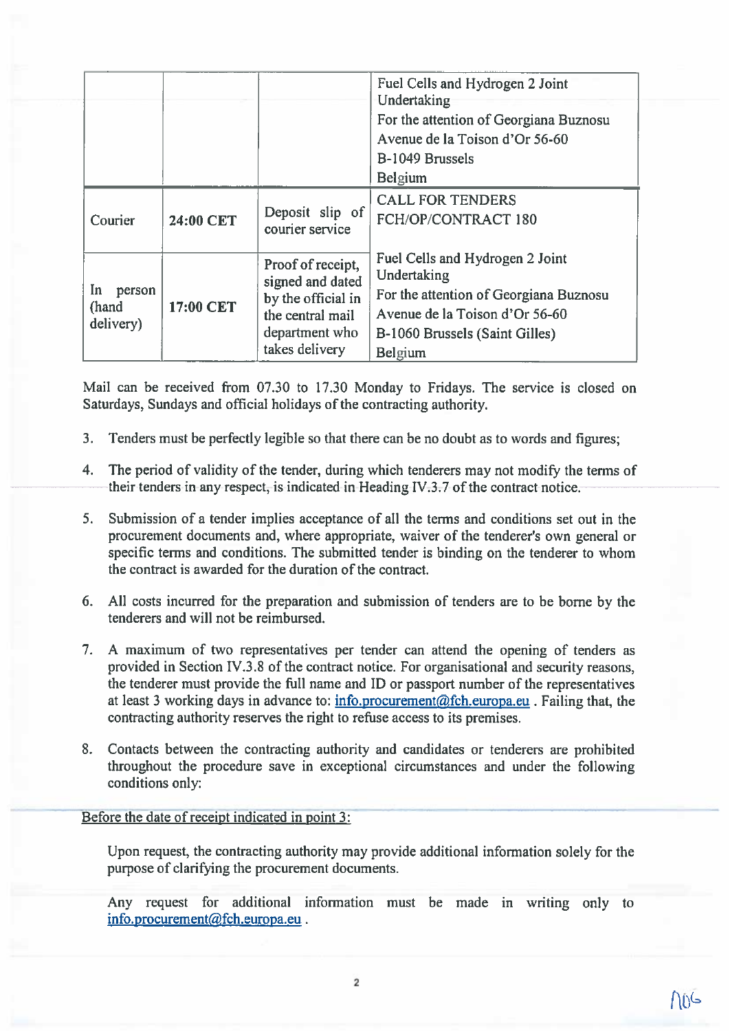| | | | |
|---|---|---|---|
| | | | Fuel Cells and Hydrogen 2 Joint Undertaking<br>For the attention of Georgiana Buznosu<br>Avenue de la Toison d'Or 56-60<br>B-1049 Brussels<br>Belgium |
| Courier | **24:00 CET** | Deposit slip of courier service | CALL FOR TENDERS<br>FCH/OP/CONTRACT 180<br><br>Fuel Cells and Hydrogen 2 Joint Undertaking<br>For the attention of Georgiana Buznosu<br>Avenue de la Toison d'Or 56-60<br>B-1060 Brussels (Saint Gilles)<br>Belgium |
| In person (hand delivery) | **17:00 CET** | Proof of receipt, signed and dated by the official in the central mail department who takes delivery | |

Mail can be received from 07.30 to 17.30 Monday to Fridays. The service is closed on Saturdays, Sundays and official holidays of the contracting authority.

3. Tenders must be perfectly legible so that there can be no doubt as to words and figures;

4. The period of validity of the tender, during which tenderers may not modify the terms of their tenders in any respect, is indicated in Heading IV.3.7 of the contract notice.

5. Submission of a tender implies acceptance of all the terms and conditions set out in the procurement documents and, where appropriate, waiver of the tenderer's own general or specific terms and conditions. The submitted tender is binding on the tenderer to whom the contract is awarded for the duration of the contract.

6. All costs incurred for the preparation and submission of tenders are to be borne by the tenderers and will not be reimbursed.

7. A maximum of two representatives per tender can attend the opening of tenders as provided in Section IV.3.8 of the contract notice. For organisational and security reasons, the tenderer must provide the full name and ID or passport number of the representatives at least 3 working days in advance to: info.procurement@fch.europa.eu . Failing that, the contracting authority reserves the right to refuse access to its premises.

8. Contacts between the contracting authority and candidates or tenderers are prohibited throughout the procedure save in exceptional circumstances and under the following conditions only:

Before the date of receipt indicated in point 3:

Upon request, the contracting authority may provide additional information solely for the purpose of clarifying the procurement documents.

Any request for additional information must be made in writing only to info.procurement@fch.europa.eu .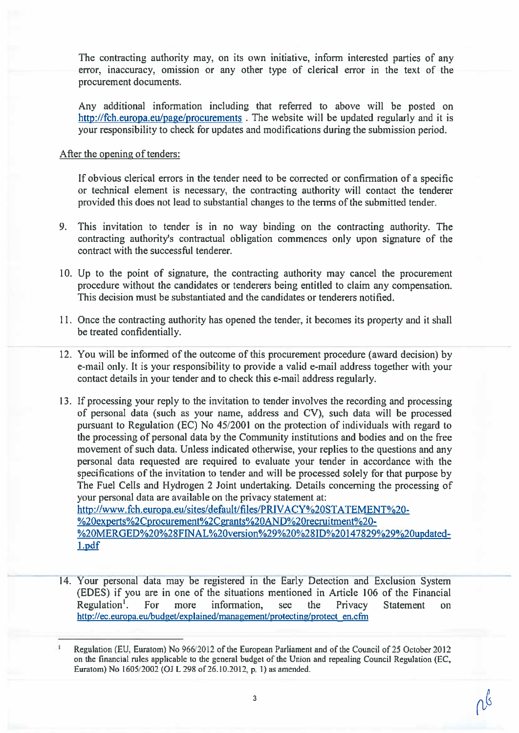The contracting authority may, on its own initiative, inform interested parties of any error, inaccuracy, omission or any other type of clerical error in the text of the procurement documents.

Any additional information including that referred to above will be posted on http://fch.europa.eu/page/procurements . The website will be updated regularly and it is your responsibility to check for updates and modifications during the submission period.

After the opening of tenders:

If obvious clerical errors in the tender need to be corrected or confirmation of a specific or technical element is necessary, the contracting authority will contact the tenderer provided this does not lead to substantial changes to the terms of the submitted tender.

9. This invitation to tender is in no way binding on the contracting authority. The contracting authority's contractual obligation commences only upon signature of the contract with the successful tenderer.

10. Up to the point of signature, the contracting authority may cancel the procurement procedure without the candidates or tenderers being entitled to claim any compensation. This decision must be substantiated and the candidates or tenderers notified.

11. Once the contracting authority has opened the tender, it becomes its property and it shall be treated confidentially.

12. You will be informed of the outcome of this procurement procedure (award decision) by e-mail only. It is your responsibility to provide a valid e-mail address together with your contact details in your tender and to check this e-mail address regularly.

13. If processing your reply to the invitation to tender involves the recording and processing of personal data (such as your name, address and CV), such data will be processed pursuant to Regulation (EC) No 45/2001 on the protection of individuals with regard to the processing of personal data by the Community institutions and bodies and on the free movement of such data. Unless indicated otherwise, your replies to the questions and any personal data requested are required to evaluate your tender in accordance with the specifications of the invitation to tender and will be processed solely for that purpose by The Fuel Cells and Hydrogen 2 Joint undertaking. Details concerning the processing of your personal data are available on the privacy statement at: http://www.fch.europa.eu/sites/default/files/PRIVACY%20STATEMENT%20-%20experts%2Cprocurement%2Cgrants%20AND%20recruitment%20-%20MERGED%20%28FINAL%20version%29%20%28ID%20147829%29%20updated-1.pdf

14. Your personal data may be registered in the Early Detection and Exclusion System (EDES) if you are in one of the situations mentioned in Article 106 of the Financial Regulation[1]. For more information, see the Privacy Statement on http://ec.europa.eu/budget/explained/management/protecting/protect_en.cfm

[1] Regulation (EU, Euratom) No 966/2012 of the European Parliament and of the Council of 25 October 2012 on the financial rules applicable to the general budget of the Union and repealing Council Regulation (EC, Euratom) No 1605/2002 (OJ L 298 of 26.10.2012, p. 1) as amended.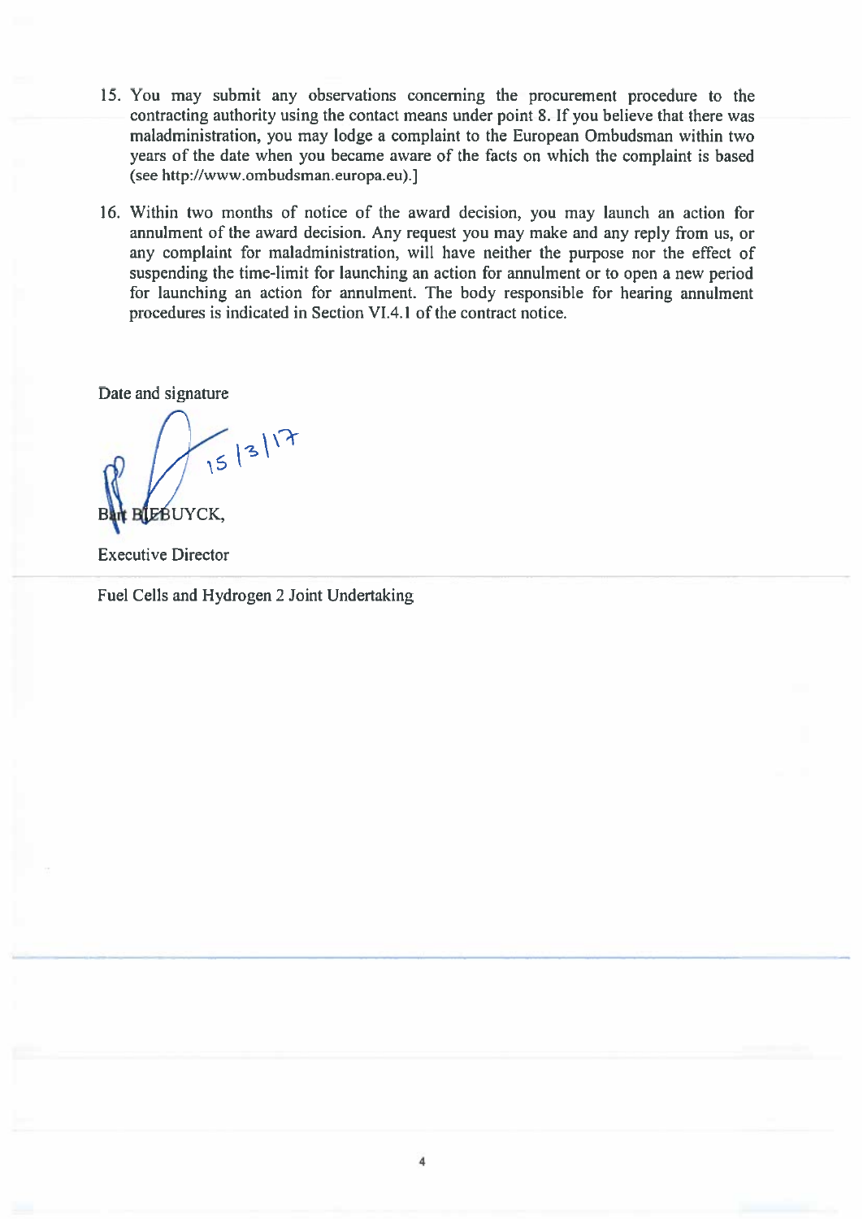15. You may submit any observations concerning the procurement procedure to the contracting authority using the contact means under point 8. If you believe that there was maladministration, you may lodge a complaint to the European Ombudsman within two years of the date when you became aware of the facts on which the complaint is based (see http://www.ombudsman.europa.eu).]

16. Within two months of notice of the award decision, you may launch an action for annulment of the award decision. Any request you may make and any reply from us, or any complaint for maladministration, will have neither the purpose nor the effect of suspending the time-limit for launching an action for annulment or to open a new period for launching an action for annulment. The body responsible for hearing annulment procedures is indicated in Section VI.4.1 of the contract notice.

Date and signature

15/3/17

Bart BIEBUYCK,

Executive Director

Fuel Cells and Hydrogen 2 Joint Undertaking